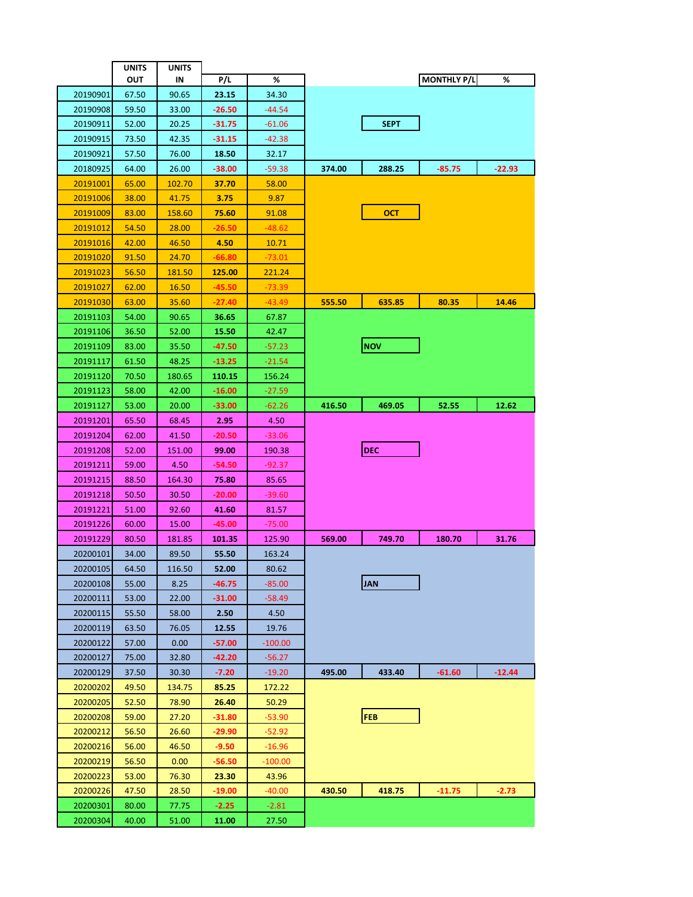| | UNITS OUT | UNITS IN | P/L | % | | | MONTHLY P/L | % |
|---|---|---|---|---|---|---|---|---|
| 20190901 | 67.50 | 90.65 | **23.15** | 34.30 | | | | |
| 20190908 | 59.50 | 33.00 | **-26.50** | -44.54 | | | | |
| 20190911 | 52.00 | 20.25 | **-31.75** | -61.06 | | SEPT | | |
| 20190915 | 73.50 | 42.35 | **-31.15** | -42.38 | | | | |
| 20190921 | 57.50 | 76.00 | **18.50** | 32.17 | | | | |
| 20180925 | 64.00 | 26.00 | **-38.00** | -59.38 | **374.00** | **288.25** | **-85.75** | **-22.93** |
| 20191001 | 65.00 | 102.70 | **37.70** | 58.00 | | | | |
| 20191006 | 38.00 | 41.75 | **3.75** | 9.87 | | | | |
| 20191009 | 83.00 | 158.60 | **75.60** | 91.08 | | OCT | | |
| 20191012 | 54.50 | 28.00 | **-26.50** | -48.62 | | | | |
| 20191016 | 42.00 | 46.50 | **4.50** | 10.71 | | | | |
| 20191020 | 91.50 | 24.70 | **-66.80** | -73.01 | | | | |
| 20191023 | 56.50 | 181.50 | **125.00** | 221.24 | | | | |
| 20191027 | 62.00 | 16.50 | **-45.50** | -73.39 | | | | |
| 20191030 | 63.00 | 35.60 | **-27.40** | -43.49 | **555.50** | **635.85** | **80.35** | **14.46** |
| 20191103 | 54.00 | 90.65 | **36.65** | 67.87 | | | | |
| 20191106 | 36.50 | 52.00 | **15.50** | 42.47 | | | | |
| 20191109 | 83.00 | 35.50 | **-47.50** | -57.23 | | NOV | | |
| 20191117 | 61.50 | 48.25 | **-13.25** | -21.54 | | | | |
| 20191120 | 70.50 | 180.65 | **110.15** | 156.24 | | | | |
| 20191123 | 58.00 | 42.00 | **-16.00** | -27.59 | | | | |
| 20191127 | 53.00 | 20.00 | **-33.00** | -62.26 | **416.50** | **469.05** | **52.55** | **12.62** |
| 20191201 | 65.50 | 68.45 | **2.95** | 4.50 | | | | |
| 20191204 | 62.00 | 41.50 | **-20.50** | -33.06 | | | | |
| 20191208 | 52.00 | 151.00 | **99.00** | 190.38 | | DEC | | |
| 20191211 | 59.00 | 4.50 | **-54.50** | -92.37 | | | | |
| 20191215 | 88.50 | 164.30 | **75.80** | 85.65 | | | | |
| 20191218 | 50.50 | 30.50 | **-20.00** | -39.60 | | | | |
| 20191221 | 51.00 | 92.60 | **41.60** | 81.57 | | | | |
| 20191226 | 60.00 | 15.00 | **-45.00** | -75.00 | | | | |
| 20191229 | 80.50 | 181.85 | **101.35** | 125.90 | **569.00** | **749.70** | **180.70** | **31.76** |
| 20200101 | 34.00 | 89.50 | **55.50** | 163.24 | | | | |
| 20200105 | 64.50 | 116.50 | **52.00** | 80.62 | | | | |
| 20200108 | 55.00 | 8.25 | **-46.75** | -85.00 | | JAN | | |
| 20200111 | 53.00 | 22.00 | **-31.00** | -58.49 | | | | |
| 20200115 | 55.50 | 58.00 | **2.50** | 4.50 | | | | |
| 20200119 | 63.50 | 76.05 | **12.55** | 19.76 | | | | |
| 20200122 | 57.00 | 0.00 | **-57.00** | -100.00 | | | | |
| 20200127 | 75.00 | 32.80 | **-42.20** | -56.27 | | | | |
| 20200129 | 37.50 | 30.30 | **-7.20** | -19.20 | **495.00** | **433.40** | **-61.60** | **-12.44** |
| 20200202 | 49.50 | 134.75 | **85.25** | 172.22 | | | | |
| 20200205 | 52.50 | 78.90 | **26.40** | 50.29 | | | | |
| 20200208 | 59.00 | 27.20 | **-31.80** | -53.90 | | FEB | | |
| 20200212 | 56.50 | 26.60 | **-29.90** | -52.92 | | | | |
| 20200216 | 56.00 | 46.50 | **-9.50** | -16.96 | | | | |
| 20200219 | 56.50 | 0.00 | **-56.50** | -100.00 | | | | |
| 20200223 | 53.00 | 76.30 | **23.30** | 43.96 | | | | |
| 20200226 | 47.50 | 28.50 | **-19.00** | -40.00 | **430.50** | **418.75** | **-11.75** | **-2.73** |
| 20200301 | 80.00 | 77.75 | **-2.25** | -2.81 | | | | |
| 20200304 | 40.00 | 51.00 | **11.00** | 27.50 | | | | |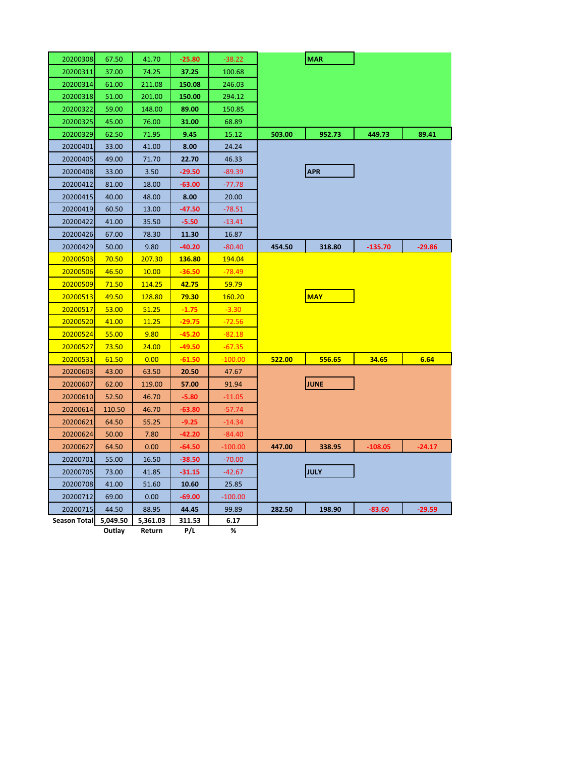| | | | | | | | | |
|---|---|---|---|---|---|---|---|---|
| 20200308 | 67.50 | 41.70 | **-25.80** | -38.22 | | MAR | | |
| 20200311 | 37.00 | 74.25 | **37.25** | 100.68 | | | | |
| 20200314 | 61.00 | 211.08 | **150.08** | 246.03 | | | | |
| 20200318 | 51.00 | 201.00 | **150.00** | 294.12 | | | | |
| 20200322 | 59.00 | 148.00 | **89.00** | 150.85 | | | | |
| 20200325 | 45.00 | 76.00 | **31.00** | 68.89 | | | | |
| 20200329 | 62.50 | 71.95 | **9.45** | 15.12 | **503.00** | **952.73** | **449.73** | **89.41** |
| 20200401 | 33.00 | 41.00 | **8.00** | 24.24 | | | | |
| 20200405 | 49.00 | 71.70 | **22.70** | 46.33 | | | | |
| 20200408 | 33.00 | 3.50 | **-29.50** | -89.39 | | APR | | |
| 20200412 | 81.00 | 18.00 | **-63.00** | -77.78 | | | | |
| 20200415 | 40.00 | 48.00 | **8.00** | 20.00 | | | | |
| 20200419 | 60.50 | 13.00 | **-47.50** | -78.51 | | | | |
| 20200422 | 41.00 | 35.50 | **-5.50** | -13.41 | | | | |
| 20200426 | 67.00 | 78.30 | **11.30** | 16.87 | | | | |
| 20200429 | 50.00 | 9.80 | **-40.20** | -80.40 | **454.50** | **318.80** | **-135.70** | **-29.86** |
| 20200503 | 70.50 | 207.30 | **136.80** | 194.04 | | | | |
| 20200506 | 46.50 | 10.00 | **-36.50** | -78.49 | | | | |
| 20200509 | 71.50 | 114.25 | **42.75** | 59.79 | | | | |
| 20200513 | 49.50 | 128.80 | **79.30** | 160.20 | | MAY | | |
| 20200517 | 53.00 | 51.25 | **-1.75** | -3.30 | | | | |
| 20200520 | 41.00 | 11.25 | **-29.75** | -72.56 | | | | |
| 20200524 | 55.00 | 9.80 | **-45.20** | -82.18 | | | | |
| 20200527 | 73.50 | 24.00 | **-49.50** | -67.35 | | | | |
| 20200531 | 61.50 | 0.00 | **-61.50** | -100.00 | **522.00** | **556.65** | **34.65** | **6.64** |
| 20200603 | 43.00 | 63.50 | **20.50** | 47.67 | | | | |
| 20200607 | 62.00 | 119.00 | **57.00** | 91.94 | | JUNE | | |
| 20200610 | 52.50 | 46.70 | **-5.80** | -11.05 | | | | |
| 20200614 | 110.50 | 46.70 | **-63.80** | -57.74 | | | | |
| 20200621 | 64.50 | 55.25 | **-9.25** | -14.34 | | | | |
| 20200624 | 50.00 | 7.80 | **-42.20** | -84.40 | | | | |
| 20200627 | 64.50 | 0.00 | **-64.50** | -100.00 | **447.00** | **338.95** | **-108.05** | **-24.17** |
| 20200701 | 55.00 | 16.50 | **-38.50** | -70.00 | | | | |
| 20200705 | 73.00 | 41.85 | **-31.15** | -42.67 | | JULY | | |
| 20200708 | 41.00 | 51.60 | **10.60** | 25.85 | | | | |
| 20200712 | 69.00 | 0.00 | **-69.00** | -100.00 | | | | |
| 20200715 | 44.50 | 88.95 | **44.45** | 99.89 | **282.50** | **198.90** | **-83.60** | **-29.59** |
| **Season Total** | **5,049.50** | **5,361.03** | **311.53** | **6.17** | | | | |
| | **Outlay** | **Return** | **P/L** | **%** | | | | |